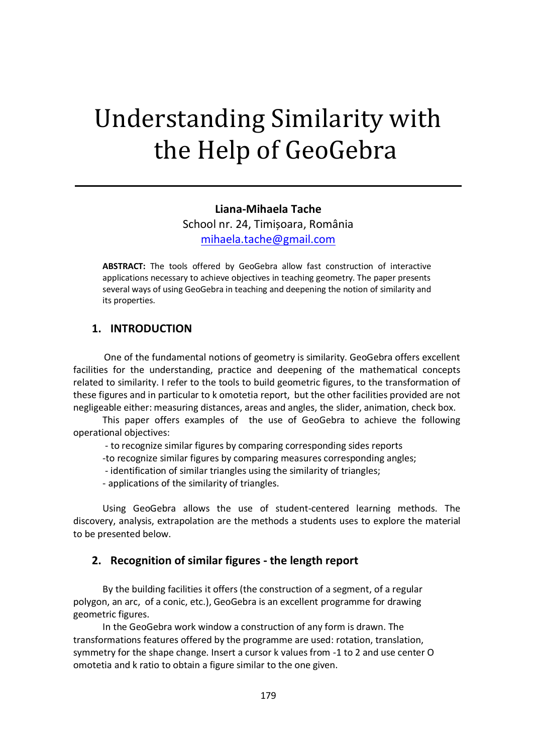# Understanding Similarity with the Help of GeoGebra

**Liana-Mihaela Tache**
School nr. 24, Timișoara, România
mihaela.tache@gmail.com

**ABSTRACT:** The tools offered by GeoGebra allow fast construction of interactive applications necessary to achieve objectives in teaching geometry. The paper presents several ways of using GeoGebra in teaching and deepening the notion of similarity and its properties.

## 1. INTRODUCTION

One of the fundamental notions of geometry is similarity. GeoGebra offers excellent facilities for the understanding, practice and deepening of the mathematical concepts related to similarity. I refer to the tools to build geometric figures, to the transformation of these figures and in particular to k omotetia report, but the other facilities provided are not negligeable either: measuring distances, areas and angles, the slider, animation, check box.

This paper offers examples of the use of GeoGebra to achieve the following operational objectives:

- to recognize similar figures by comparing corresponding sides reports
- to recognize similar figures by comparing measures corresponding angles;
- identification of similar triangles using the similarity of triangles;
- applications of the similarity of triangles.

Using GeoGebra allows the use of student-centered learning methods. The discovery, analysis, extrapolation are the methods a students uses to explore the material to be presented below.

## 2. Recognition of similar figures - the length report

By the building facilities it offers (the construction of a segment, of a regular polygon, an arc, of a conic, etc.), GeoGebra is an excellent programme for drawing geometric figures.

In the GeoGebra work window a construction of any form is drawn. The transformations features offered by the programme are used: rotation, translation, symmetry for the shape change. Insert a cursor k values from -1 to 2 and use center O omotetia and k ratio to obtain a figure similar to the one given.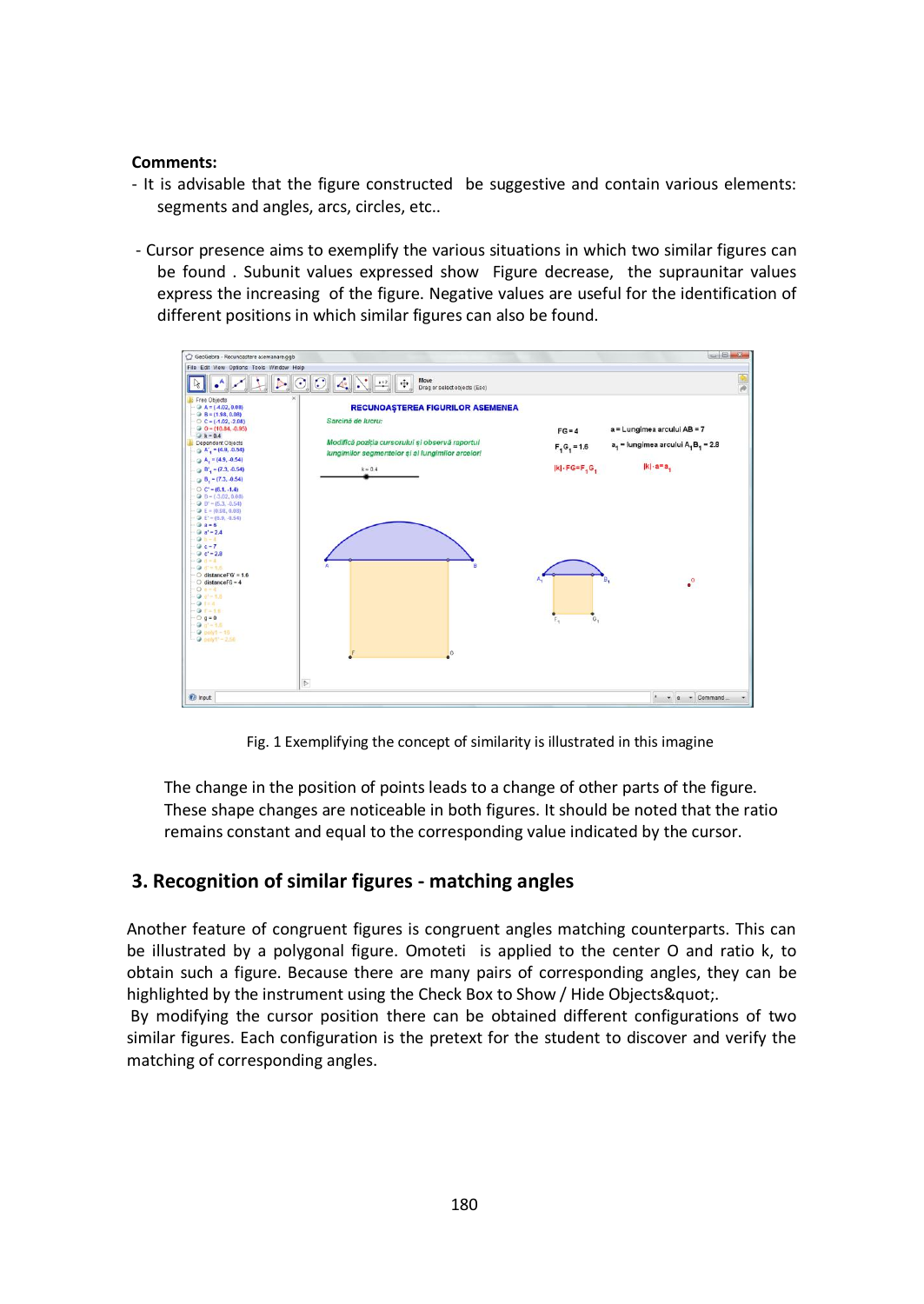**Comments:**

- It is advisable that the figure constructed be suggestive and contain various elements: segments and angles, arcs, circles, etc..

- Cursor presence aims to exemplify the various situations in which two similar figures can be found . Subunit values expressed show Figure decrease, the supraunitar values express the increasing of the figure. Negative values are useful for the identification of different positions in which similar figures can also be found.

Fig. 1 Exemplifying the concept of similarity is illustrated in this imagine

The change in the position of points leads to a change of other parts of the figure. These shape changes are noticeable in both figures. It should be noted that the ratio remains constant and equal to the corresponding value indicated by the cursor.

## 3. Recognition of similar figures - matching angles

Another feature of congruent figures is congruent angles matching counterparts. This can be illustrated by a polygonal figure. Omoteti is applied to the center O and ratio k, to obtain such a figure. Because there are many pairs of corresponding angles, they can be highlighted by the instrument using the Check Box to Show / Hide Objects&quot;.

By modifying the cursor position there can be obtained different configurations of two similar figures. Each configuration is the pretext for the student to discover and verify the matching of corresponding angles.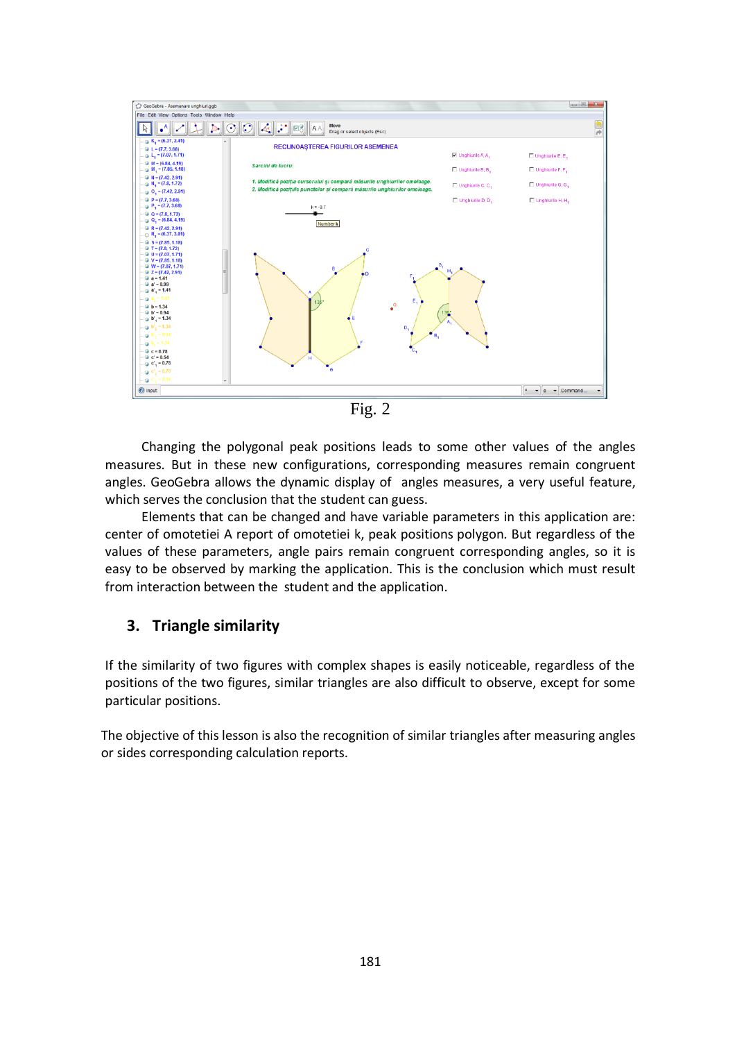Fig. 2

Changing the polygonal peak positions leads to some other values of the angles measures. But in these new configurations, corresponding measures remain congruent angles. GeoGebra allows the dynamic display of angles measures, a very useful feature, which serves the conclusion that the student can guess.

Elements that can be changed and have variable parameters in this application are: center of omotetiei A report of omotetiei k, peak positions polygon. But regardless of the values of these parameters, angle pairs remain congruent corresponding angles, so it is easy to be observed by marking the application. This is the conclusion which must result from interaction between the student and the application.

## 3. Triangle similarity

If the similarity of two figures with complex shapes is easily noticeable, regardless of the positions of the two figures, similar triangles are also difficult to observe, except for some particular positions.

The objective of this lesson is also the recognition of similar triangles after measuring angles or sides corresponding calculation reports.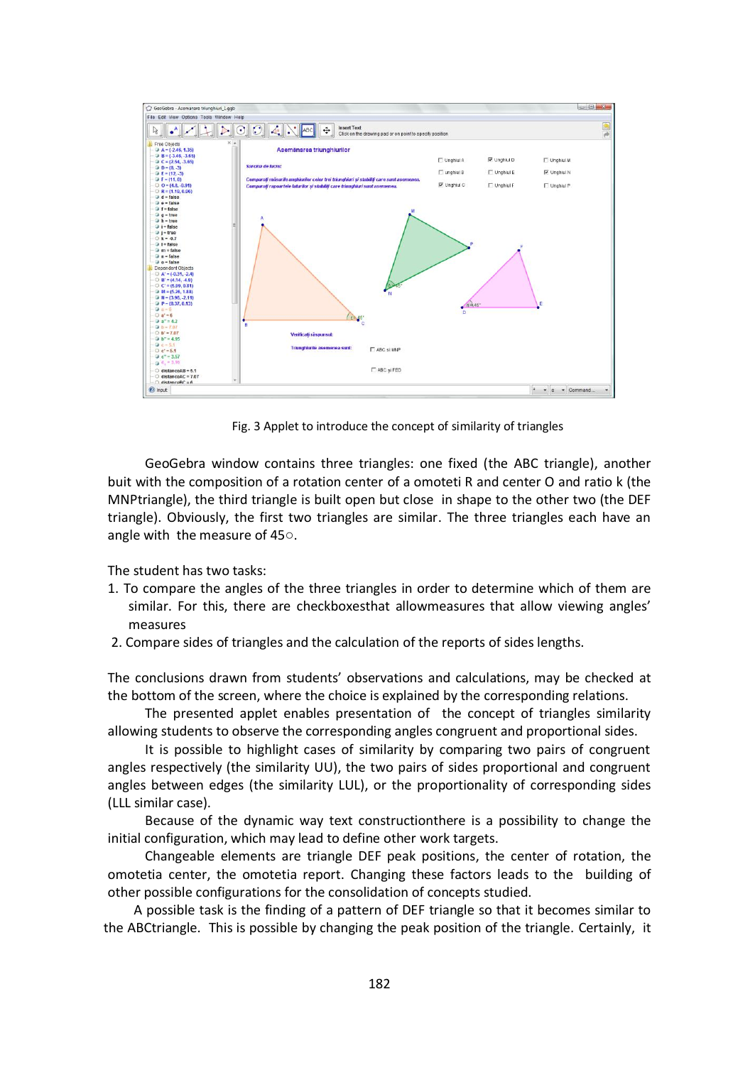Fig. 3 Applet to introduce the concept of similarity of triangles

GeoGebra window contains three triangles: one fixed (the ABC triangle), another buit with the composition of a rotation center of a omoteti R and center O and ratio k (the MNPtriangle), the third triangle is built open but close in shape to the other two (the DEF triangle). Obviously, the first two triangles are similar. The three triangles each have an angle with the measure of 45○.

The student has two tasks:

1. To compare the angles of the three triangles in order to determine which of them are similar. For this, there are checkboxesthat allowmeasures that allow viewing angles' measures
2. Compare sides of triangles and the calculation of the reports of sides lengths.

The conclusions drawn from students' observations and calculations, may be checked at the bottom of the screen, where the choice is explained by the corresponding relations.

The presented applet enables presentation of the concept of triangles similarity allowing students to observe the corresponding angles congruent and proportional sides.

It is possible to highlight cases of similarity by comparing two pairs of congruent angles respectively (the similarity UU), the two pairs of sides proportional and congruent angles between edges (the similarity LUL), or the proportionality of corresponding sides (LLL similar case).

Because of the dynamic way text constructionthere is a possibility to change the initial configuration, which may lead to define other work targets.

Changeable elements are triangle DEF peak positions, the center of rotation, the omotetia center, the omotetia report. Changing these factors leads to the building of other possible configurations for the consolidation of concepts studied.

A possible task is the finding of a pattern of DEF triangle so that it becomes similar to the ABCtriangle. This is possible by changing the peak position of the triangle. Certainly, it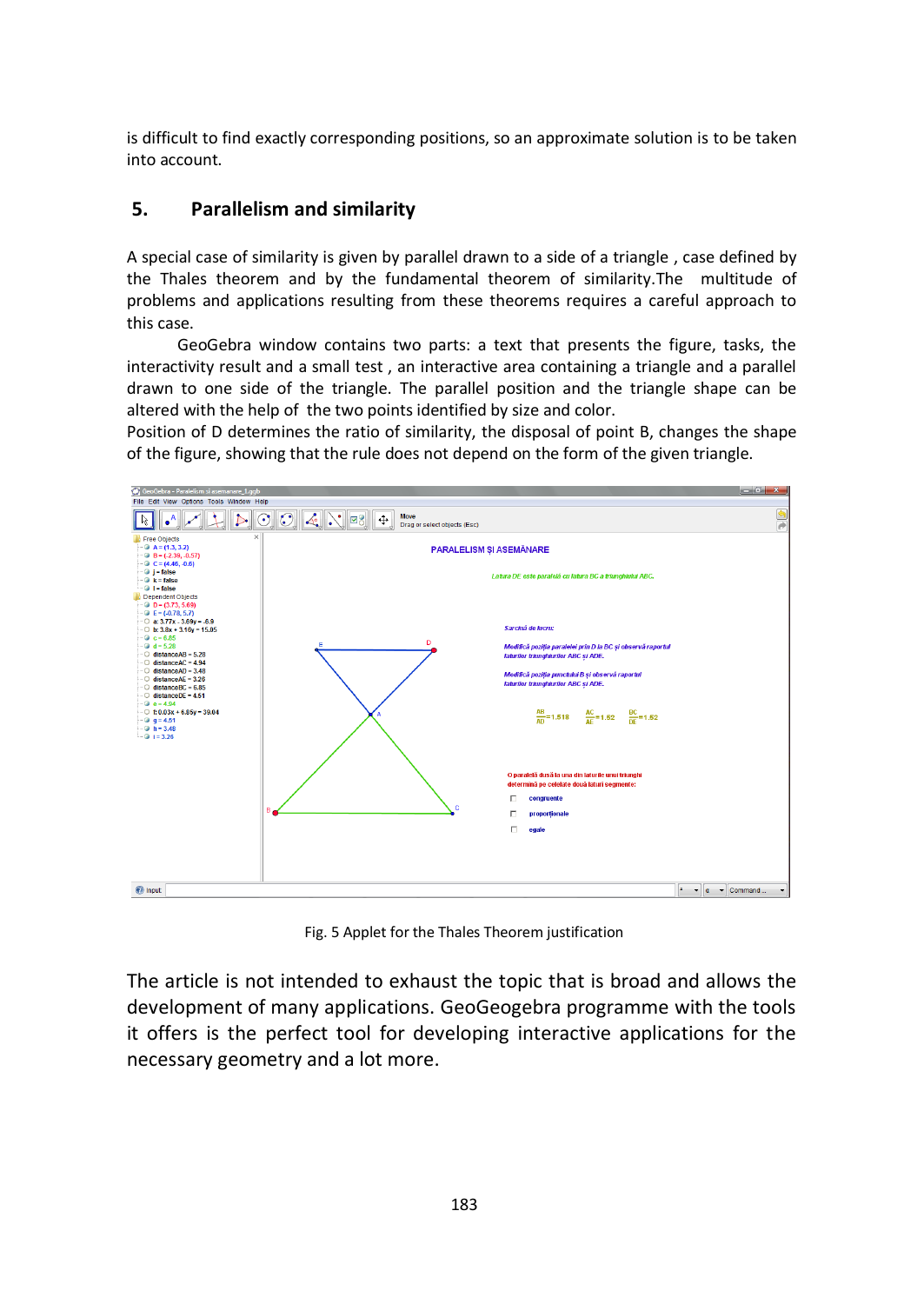is difficult to find exactly corresponding positions, so an approximate solution is to be taken into account.

## 5. Parallelism and similarity

A special case of similarity is given by parallel drawn to a side of a triangle , case defined by the Thales theorem and by the fundamental theorem of similarity.The multitude of problems and applications resulting from these theorems requires a careful approach to this case.

GeoGebra window contains two parts: a text that presents the figure, tasks, the interactivity result and a small test , an interactive area containing a triangle and a parallel drawn to one side of the triangle. The parallel position and the triangle shape can be altered with the help of the two points identified by size and color.

Position of D determines the ratio of similarity, the disposal of point B, changes the shape of the figure, showing that the rule does not depend on the form of the given triangle.

Fig. 5 Applet for the Thales Theorem justification

The article is not intended to exhaust the topic that is broad and allows the development of many applications. GeoGeogebra programme with the tools it offers is the perfect tool for developing interactive applications for the necessary geometry and a lot more.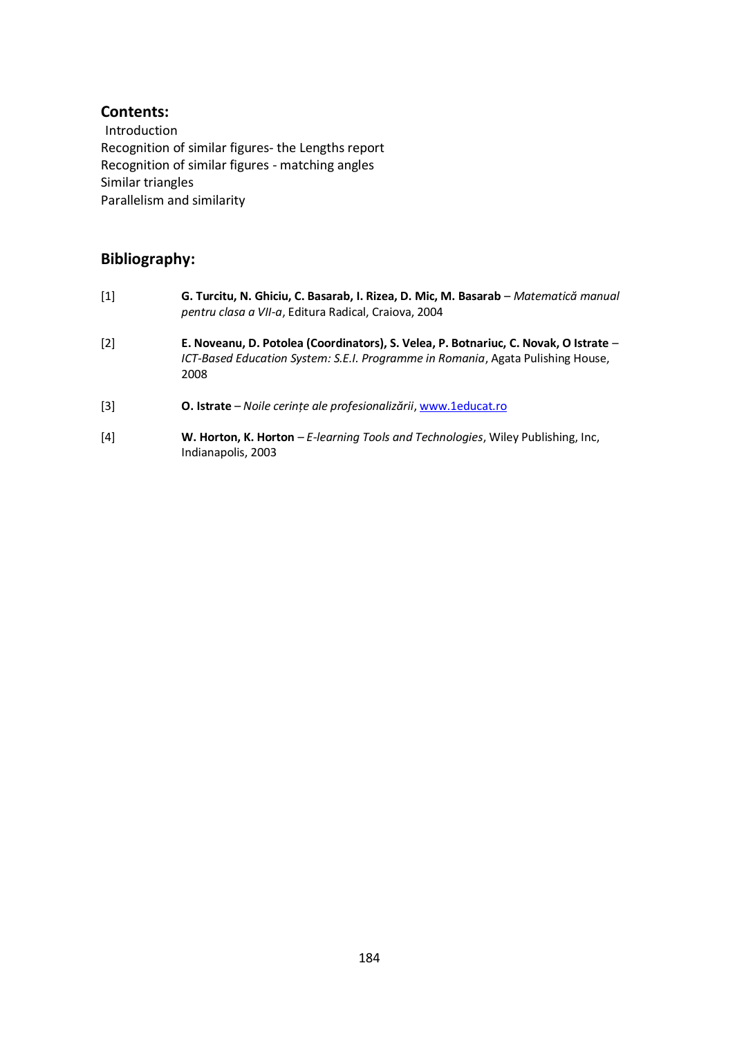## Contents:

Introduction
Recognition of similar figures- the Lengths report
Recognition of similar figures - matching angles
Similar triangles
Parallelism and similarity

## Bibliography:

[1] **G. Turcitu, N. Ghiciu, C. Basarab, I. Rizea, D. Mic, M. Basarab** – *Matematică manual pentru clasa a VII-a*, Editura Radical, Craiova, 2004

[2] **E. Noveanu, D. Potolea (Coordinators), S. Velea, P. Botnariuc, C. Novak, O Istrate** – *ICT-Based Education System: S.E.I. Programme in Romania*, Agata Pulishing House, 2008

[3] **O. Istrate** – *Noile cerințe ale profesionalizării*, www.1educat.ro

[4] **W. Horton, K. Horton** – *E-learning Tools and Technologies*, Wiley Publishing, Inc, Indianapolis, 2003